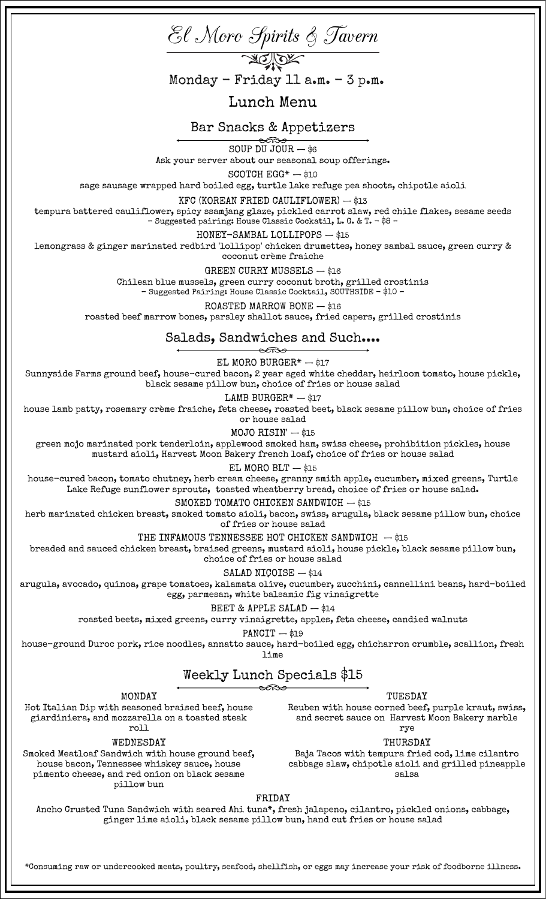# El Moro Spirits & Tavern

Monday - Friday 11 a.m. - 3 p.m.

## Lunch Menu

### Bar Snacks & Appetizers

SOUP DU JOUR — $6
Ask your server about our seasonal soup offerings.

SCOTCH EGG* — $10
sage sausage wrapped hard boiled egg, turtle lake refuge pea shoots, chipotle aioli

KFC (KOREAN FRIED CAULIFLOWER) — $13
tempura battered cauliflower, spicy ssamjang glaze, pickled carrot slaw, red chile flakes, sesame seeds
- Suggested pairing: House Classic Cockatil, L. G. & T. - $8 -

HONEY-SAMBAL LOLLIPOPS — $15
lemongrass & ginger marinated redbird 'lollipop' chicken drumettes, honey sambal sauce, green curry & coconut crème fraiche

GREEN CURRY MUSSELS — $16
Chilean blue mussels, green curry coconut broth, grilled crostinis
- Suggested Pairing: House Classic Cocktail, SOUTHSIDE - $10 -

ROASTED MARROW BONE — $16
roasted beef marrow bones, parsley shallot sauce, fried capers, grilled crostinis

### Salads, Sandwiches and Such....

EL MORO BURGER* — $17
Sunnyside Farms ground beef, house-cured bacon, 2 year aged white cheddar, heirloom tomato, house pickle, black sesame pillow bun, choice of fries or house salad

LAMB BURGER* — $17
house lamb patty, rosemary crème fraiche, feta cheese, roasted beet, black sesame pillow bun, choice of fries or house salad

MOJO RISIN' — $15
green mojo marinated pork tenderloin, applewood smoked ham, swiss cheese, prohibition pickles, house mustard aioli, Harvest Moon Bakery french loaf, choice of fries or house salad

EL MORO BLT — $15
house-cured bacon, tomato chutney, herb cream cheese, granny smith apple, cucumber, mixed greens, Turtle Lake Refuge sunflower sprouts, toasted wheatberry bread, choice of fries or house salad.

SMOKED TOMATO CHICKEN SANDWICH — $15
herb marinated chicken breast, smoked tomato aioli, bacon, swiss, arugula, black sesame pillow bun, choice of fries or house salad

THE INFAMOUS TENNESSEE HOT CHICKEN SANDWICH — $15
breaded and sauced chicken breast, braised greens, mustard aioli, house pickle, black sesame pillow bun, choice of fries or house salad

SALAD NIÇOISE — $14
arugula, avocado, quinoa, grape tomatoes, kalamata olive, cucumber, zucchini, cannellini beans, hard-boiled egg, parmesan, white balsamic fig vinaigrette

BEET & APPLE SALAD — $14
roasted beets, mixed greens, curry vinaigrette, apples, feta cheese, candied walnuts

PANCIT — $19
house-ground Duroc pork, rice noodles, annatto sauce, hard-boiled egg, chicharron crumble, scallion, fresh lime

### Weekly Lunch Specials $15

MONDAY
Hot Italian Dip with seasoned braised beef, house giardiniera, and mozzarella on a toasted steak roll

TUESDAY
Reuben with house corned beef, purple kraut, swiss, and secret sauce on Harvest Moon Bakery marble rye

WEDNESDAY
Smoked Meatloaf Sandwich with house ground beef, house bacon, Tennessee whiskey sauce, house pimento cheese, and red onion on black sesame pillow bun

THURSDAY
Baja Tacos with tempura fried cod, lime cilantro cabbage slaw, chipotle aioli and grilled pineapple salsa

FRIDAY
Ancho Crusted Tuna Sandwich with seared Ahi tuna*, fresh jalapeno, cilantro, pickled onions, cabbage, ginger lime aioli, black sesame pillow bun, hand cut fries or house salad

*Consuming raw or undercooked meats, poultry, seafood, shellfish, or eggs may increase your risk of foodborne illness.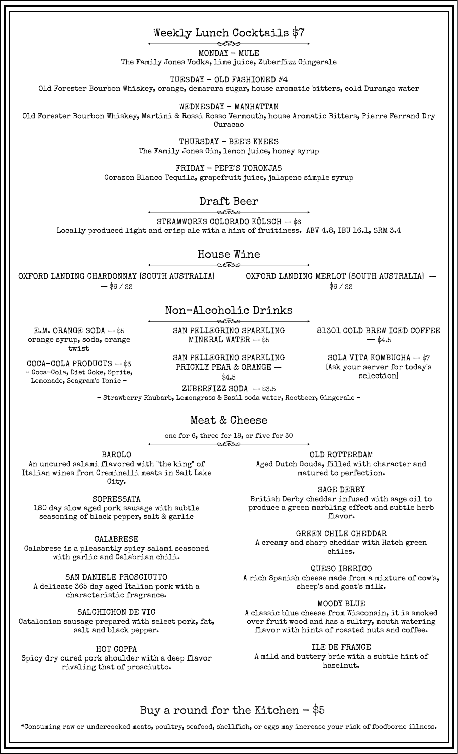## Weekly Lunch Cocktails $7

MONDAY - MULE
The Family Jones Vodka, lime juice, Zuberfizz Gingerale

TUESDAY - OLD FASHIONED #4
Old Forester Bourbon Whiskey, orange, demarara sugar, house aromatic bitters, cold Durango water

WEDNESDAY - MANHATTAN
Old Forester Bourbon Whiskey, Martini & Rossi Rosso Vermouth, house Aromatic Bitters, Pierre Ferrand Dry Curacao

THURSDAY - BEE'S KNEES
The Family Jones Gin, lemon juice, honey syrup

FRIDAY - PEPE'S TORONJAS
Corazon Blanco Tequila, grapefruit juice, jalapeno simple syrup

## Draft Beer

STEAMWORKS COLORADO KÖLSCH — $6
Locally produced light and crisp ale with a hint of fruitiness. ABV 4.8, IBU 16.1, SRM 3.4

## House Wine

OXFORD LANDING CHARDONNAY [SOUTH AUSTRALIA] — $6 / 22

OXFORD LANDING MERLOT [SOUTH AUSTRALIA] — $6 / 22

## Non-Alcoholic Drinks

E.M. ORANGE SODA — $5
orange syrup, soda, orange twist

COCA-COLA PRODUCTS — $3
- Coca-Cola, Diet Coke, Sprite, Lemonade, Seagram's Tonic -

SAN PELLEGRINO SPARKLING MINERAL WATER — $5

SAN PELLEGRINO SPARKLING PRICKLY PEAR & ORANGE — $4.5

81301 COLD BREW ICED COFFEE — $4.5

SOLA VITA KOMBUCHA — $7
[Ask your server for today's selection]

ZUBERFIZZ SODA — $3.5
- Strawberry Rhubarb, Lemongrass & Basil soda water, Rootbeer, Gingerale -

## Meat & Cheese

one for 6, three for 18, or five for 30

BAROLO
An uncured salami flavored with "the king" of Italian wines from Creminelli meats in Salt Lake City.

SOPRESSATA
180 day slow aged pork sausage with subtle seasoning of black pepper, salt & garlic

CALABRESE
Calabrese is a pleasantly spicy salami seasoned with garlic and Calabrian chili.

SAN DANIELE PROSCIUTTO
A delicate 365 day aged Italian pork with a characteristic fragrance.

SALCHICHON DE VIC
Catalonian sausage prepared with select pork, fat, salt and black pepper.

HOT COPPA
Spicy dry cured pork shoulder with a deep flavor rivaling that of prosciutto.

OLD ROTTERDAM
Aged Dutch Gouda, filled with character and matured to perfection.

SAGE DERBY
British Derby cheddar infused with sage oil to produce a green marbling effect and subtle herb flavor.

GREEN CHILE CHEDDAR
A creamy and sharp cheddar with Hatch green chiles.

QUESO IBERICO
A rich Spanish cheese made from a mixture of cow's, sheep's and goat's milk.

MOODY BLUE
A classic blue cheese from Wisconsin, it is smoked over fruit wood and has a sultry, mouth watering flavor with hints of roasted nuts and coffee.

ILE DE FRANCE
A mild and buttery brie with a subtle hint of hazelnut.

## Buy a round for the Kitchen - $5

*Consuming raw or undercooked meats, poultry, seafood, shellfish, or eggs may increase your risk of foodborne illness.